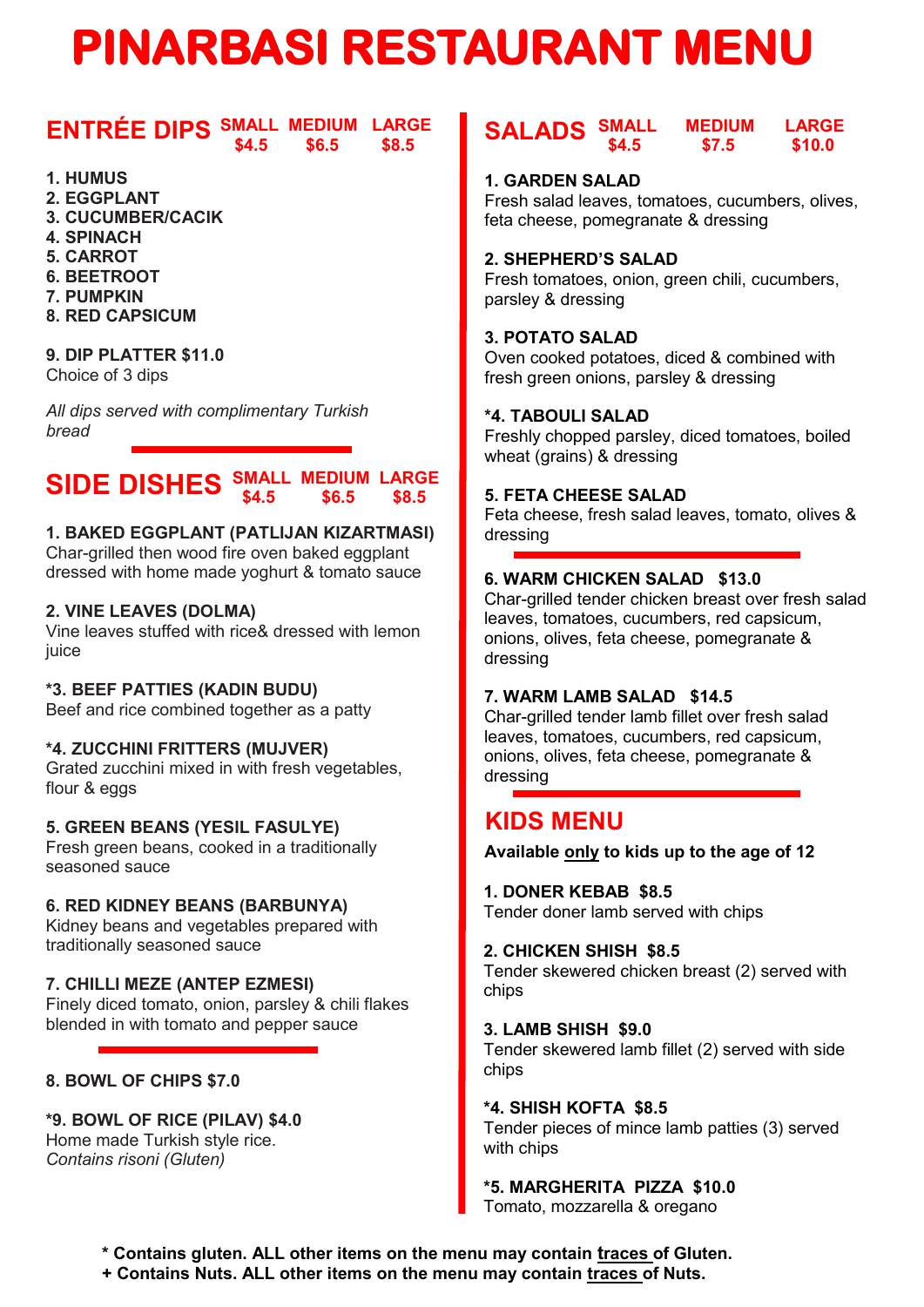# PINARBASI RESTAURANT MENU

## ENTRÉE DIPS

| SMALL | MEDIUM | LARGE |
|---|---|---|
| $4.5 | $6.5 | $8.5 |

1. HUMUS
2. EGGPLANT
3. CUCUMBER/CACIK
4. SPINACH
5. CARROT
6. BEETROOT
7. PUMPKIN
8. RED CAPSICUM

**9. DIP PLATTER $11.0**
Choice of 3 dips

*All dips served with complimentary Turkish bread*

## SIDE DISHES

| SMALL | MEDIUM | LARGE |
|---|---|---|
| $4.5 | $6.5 | $8.5 |

**1. BAKED EGGPLANT (PATLIJAN KIZARTMASI)**
Char-grilled then wood fire oven baked eggplant dressed with home made yoghurt & tomato sauce

**2. VINE LEAVES (DOLMA)**
Vine leaves stuffed with rice& dressed with lemon juice

**\*3. BEEF PATTIES (KADIN BUDU)**
Beef and rice combined together as a patty

**\*4. ZUCCHINI FRITTERS (MUJVER)**
Grated zucchini mixed in with fresh vegetables, flour & eggs

**5. GREEN BEANS (YESIL FASULYE)**
Fresh green beans, cooked in a traditionally seasoned sauce

**6. RED KIDNEY BEANS (BARBUNYA)**
Kidney beans and vegetables prepared with traditionally seasoned sauce

**7. CHILLI MEZE (ANTEP EZMESI)**
Finely diced tomato, onion, parsley & chili flakes blended in with tomato and pepper sauce

**8. BOWL OF CHIPS $7.0**

**\*9. BOWL OF RICE (PILAV) $4.0**
Home made Turkish style rice.
*Contains risoni (Gluten)*

## SALADS

| SMALL | MEDIUM | LARGE |
|---|---|---|
| $4.5 | $7.5 | $10.0 |

**1. GARDEN SALAD**
Fresh salad leaves, tomatoes, cucumbers, olives, feta cheese, pomegranate & dressing

**2. SHEPHERD'S SALAD**
Fresh tomatoes, onion, green chili, cucumbers, parsley & dressing

**3. POTATO SALAD**
Oven cooked potatoes, diced & combined with fresh green onions, parsley & dressing

**\*4. TABOULI SALAD**
Freshly chopped parsley, diced tomatoes, boiled wheat (grains) & dressing

**5. FETA CHEESE SALAD**
Feta cheese, fresh salad leaves, tomato, olives & dressing

**6. WARM CHICKEN SALAD $13.0**
Char-grilled tender chicken breast over fresh salad leaves, tomatoes, cucumbers, red capsicum, onions, olives, feta cheese, pomegranate & dressing

**7. WARM LAMB SALAD $14.5**
Char-grilled tender lamb fillet over fresh salad leaves, tomatoes, cucumbers, red capsicum, onions, olives, feta cheese, pomegranate & dressing

## KIDS MENU

**Available only to kids up to the age of 12**

**1. DONER KEBAB $8.5**
Tender doner lamb served with chips

**2. CHICKEN SHISH $8.5**
Tender skewered chicken breast (2) served with chips

**3. LAMB SHISH $9.0**
Tender skewered lamb fillet (2) served with side chips

**\*4. SHISH KOFTA $8.5**
Tender pieces of mince lamb patties (3) served with chips

**\*5. MARGHERITA PIZZA $10.0**
Tomato, mozzarella & oregano

**\* Contains gluten. ALL other items on the menu may contain traces of Gluten.**
**+ Contains Nuts. ALL other items on the menu may contain traces of Nuts.**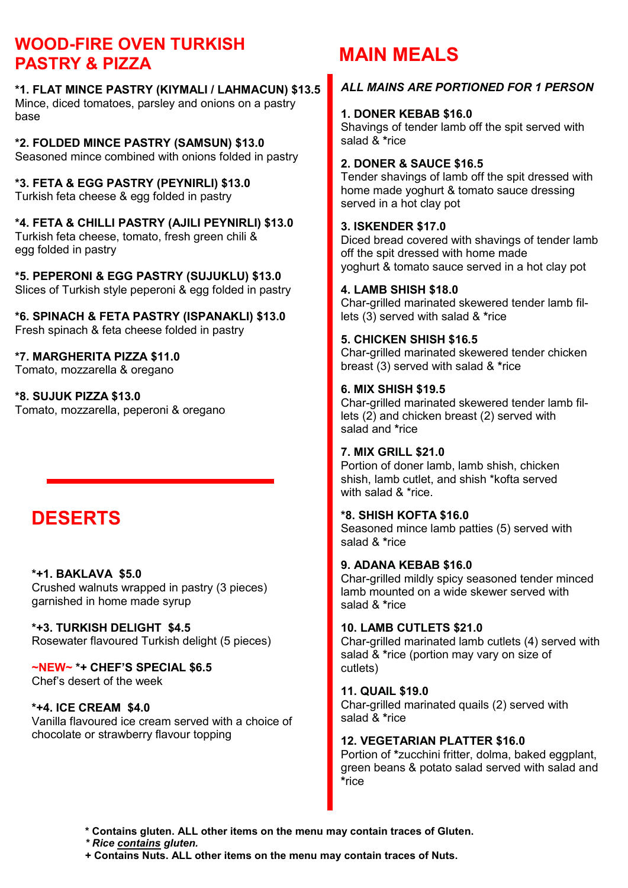## WOOD-FIRE OVEN TURKISH PASTRY & PIZZA

**\*1. FLAT MINCE PASTRY (KIYMALI / LAHMACUN) $13.5**
Mince, diced tomatoes, parsley and onions on a pastry base

**\*2. FOLDED MINCE PASTRY (SAMSUN) $13.0**
Seasoned mince combined with onions folded in pastry

**\*3. FETA & EGG PASTRY (PEYNIRLI) $13.0**
Turkish feta cheese & egg folded in pastry

**\*4. FETA & CHILLI PASTRY (AJILI PEYNIRLI) $13.0**
Turkish feta cheese, tomato, fresh green chili & egg folded in pastry

**\*5. PEPERONI & EGG PASTRY (SUJUKLU) $13.0**
Slices of Turkish style peperoni & egg folded in pastry

**\*6. SPINACH & FETA PASTRY (ISPANAKLI) $13.0**
Fresh spinach & feta cheese folded in pastry

**\*7. MARGHERITA PIZZA $11.0**
Tomato, mozzarella & oregano

**\*8. SUJUK PIZZA $13.0**
Tomato, mozzarella, peperoni & oregano

## DESERTS

**\*+1. BAKLAVA $5.0**
Crushed walnuts wrapped in pastry (3 pieces) garnished in home made syrup

**\*+3. TURKISH DELIGHT $4.5**
Rosewater flavoured Turkish delight (5 pieces)

**~NEW~ \*+ CHEF'S SPECIAL $6.5**
Chef's desert of the week

**\*+4. ICE CREAM $4.0**
Vanilla flavoured ice cream served with a choice of chocolate or strawberry flavour topping

## MAIN MEALS

***ALL MAINS ARE PORTIONED FOR 1 PERSON***

**1. DONER KEBAB $16.0**
Shavings of tender lamb off the spit served with salad & \*rice

**2. DONER & SAUCE $16.5**
Tender shavings of lamb off the spit dressed with home made yoghurt & tomato sauce dressing served in a hot clay pot

**3. ISKENDER $17.0**
Diced bread covered with shavings of tender lamb off the spit dressed with home made yoghurt & tomato sauce served in a hot clay pot

**4. LAMB SHISH $18.0**
Char-grilled marinated skewered tender lamb fillets (3) served with salad & \*rice

**5. CHICKEN SHISH $16.5**
Char-grilled marinated skewered tender chicken breast (3) served with salad & \*rice

**6. MIX SHISH $19.5**
Char-grilled marinated skewered tender lamb fillets (2) and chicken breast (2) served with salad and \*rice

**7. MIX GRILL $21.0**
Portion of doner lamb, lamb shish, chicken shish, lamb cutlet, and shish \*kofta served with salad & \*rice.

**\*8. SHISH KOFTA $16.0**
Seasoned mince lamb patties (5) served with salad & \*rice

**9. ADANA KEBAB $16.0**
Char-grilled mildly spicy seasoned tender minced lamb mounted on a wide skewer served with salad & \*rice

**10. LAMB CUTLETS $21.0**
Char-grilled marinated lamb cutlets (4) served with salad & \*rice (portion may vary on size of cutlets)

**11. QUAIL $19.0**
Char-grilled marinated quails (2) served with salad & \*rice

**12. VEGETARIAN PLATTER $16.0**
Portion of \*zucchini fritter, dolma, baked eggplant, green beans & potato salad served with salad and \*rice

**\* Contains gluten. ALL other items on the menu may contain traces of Gluten.**
***\* Rice <u>contains</u> gluten.***
**+ Contains Nuts. ALL other items on the menu may contain traces of Nuts.**